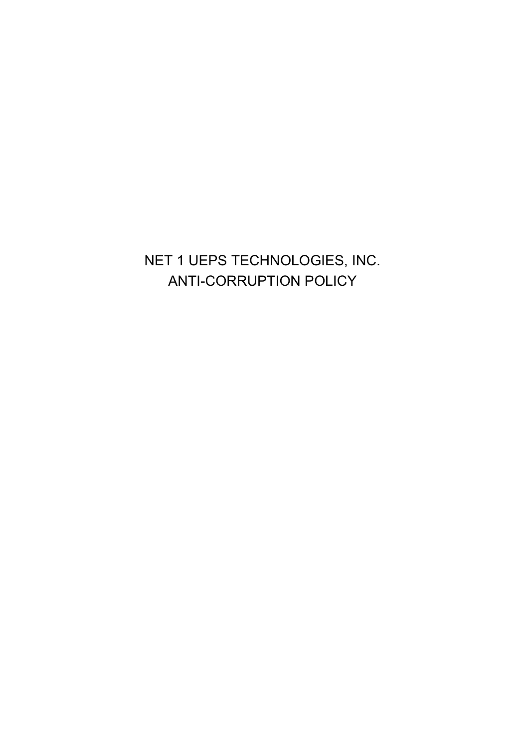# NET 1 UEPS TECHNOLOGIES, INC.
# ANTI-CORRUPTION POLICY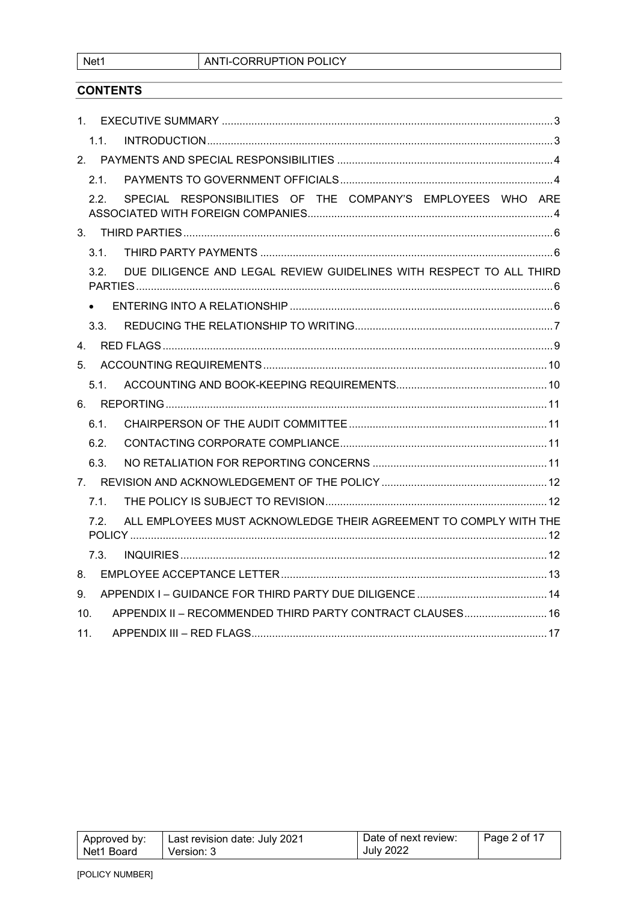## CONTENTS

1. EXECUTIVE SUMMARY ... 3
   - 1.1. INTRODUCTION ... 3
2. PAYMENTS AND SPECIAL RESPONSIBILITIES ... 4
   - 2.1. PAYMENTS TO GOVERNMENT OFFICIALS ... 4
   - 2.2. SPECIAL RESPONSIBILITIES OF THE COMPANY'S EMPLOYEES WHO ARE ASSOCIATED WITH FOREIGN COMPANIES ... 4
3. THIRD PARTIES ... 6
   - 3.1. THIRD PARTY PAYMENTS ... 6
   - 3.2. DUE DILIGENCE AND LEGAL REVIEW GUIDELINES WITH RESPECT TO ALL THIRD PARTIES ... 6
   - ENTERING INTO A RELATIONSHIP ... 6
   - 3.3. REDUCING THE RELATIONSHIP TO WRITING ... 7
4. RED FLAGS ... 9
5. ACCOUNTING REQUIREMENTS ... 10
   - 5.1. ACCOUNTING AND BOOK-KEEPING REQUIREMENTS ... 10
6. REPORTING ... 11
   - 6.1. CHAIRPERSON OF THE AUDIT COMMITTEE ... 11
   - 6.2. CONTACTING CORPORATE COMPLIANCE ... 11
   - 6.3. NO RETALIATION FOR REPORTING CONCERNS ... 11
7. REVISION AND ACKNOWLEDGEMENT OF THE POLICY ... 12
   - 7.1. THE POLICY IS SUBJECT TO REVISION ... 12
   - 7.2. ALL EMPLOYEES MUST ACKNOWLEDGE THEIR AGREEMENT TO COMPLY WITH THE POLICY ... 12
   - 7.3. INQUIRIES ... 12
8. EMPLOYEE ACCEPTANCE LETTER ... 13
9. APPENDIX I – GUIDANCE FOR THIRD PARTY DUE DILIGENCE ... 14
10. APPENDIX II – RECOMMENDED THIRD PARTY CONTRACT CLAUSES ... 16
11. APPENDIX III – RED FLAGS ... 17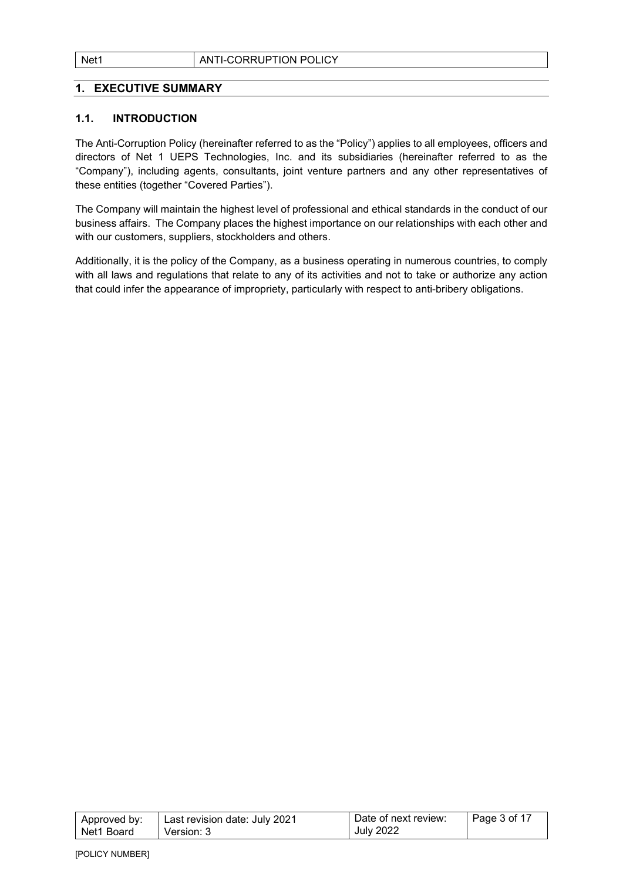# 1. EXECUTIVE SUMMARY

## 1.1. INTRODUCTION

The Anti-Corruption Policy (hereinafter referred to as the "Policy") applies to all employees, officers and directors of Net 1 UEPS Technologies, Inc. and its subsidiaries (hereinafter referred to as the "Company"), including agents, consultants, joint venture partners and any other representatives of these entities (together "Covered Parties").

The Company will maintain the highest level of professional and ethical standards in the conduct of our business affairs. The Company places the highest importance on our relationships with each other and with our customers, suppliers, stockholders and others.

Additionally, it is the policy of the Company, as a business operating in numerous countries, to comply with all laws and regulations that relate to any of its activities and not to take or authorize any action that could infer the appearance of impropriety, particularly with respect to anti-bribery obligations.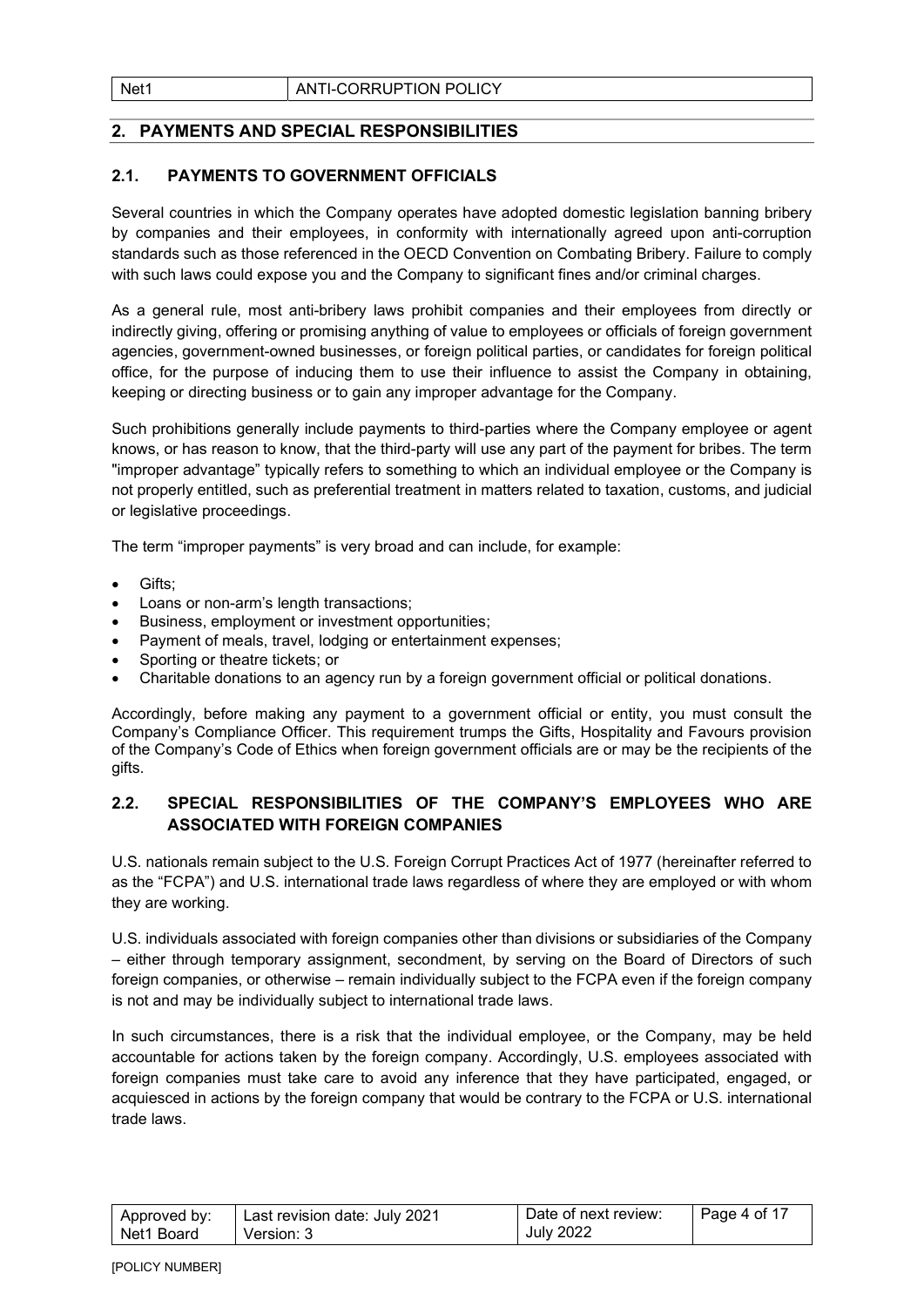## 2. PAYMENTS AND SPECIAL RESPONSIBILITIES

### 2.1. PAYMENTS TO GOVERNMENT OFFICIALS

Several countries in which the Company operates have adopted domestic legislation banning bribery by companies and their employees, in conformity with internationally agreed upon anti-corruption standards such as those referenced in the OECD Convention on Combating Bribery. Failure to comply with such laws could expose you and the Company to significant fines and/or criminal charges.

As a general rule, most anti-bribery laws prohibit companies and their employees from directly or indirectly giving, offering or promising anything of value to employees or officials of foreign government agencies, government-owned businesses, or foreign political parties, or candidates for foreign political office, for the purpose of inducing them to use their influence to assist the Company in obtaining, keeping or directing business or to gain any improper advantage for the Company.

Such prohibitions generally include payments to third-parties where the Company employee or agent knows, or has reason to know, that the third-party will use any part of the payment for bribes. The term "improper advantage" typically refers to something to which an individual employee or the Company is not properly entitled, such as preferential treatment in matters related to taxation, customs, and judicial or legislative proceedings.

The term "improper payments" is very broad and can include, for example:

- Gifts;
- Loans or non-arm's length transactions;
- Business, employment or investment opportunities;
- Payment of meals, travel, lodging or entertainment expenses;
- Sporting or theatre tickets; or
- Charitable donations to an agency run by a foreign government official or political donations.

Accordingly, before making any payment to a government official or entity, you must consult the Company's Compliance Officer. This requirement trumps the Gifts, Hospitality and Favours provision of the Company's Code of Ethics when foreign government officials are or may be the recipients of the gifts.

### 2.2. SPECIAL RESPONSIBILITIES OF THE COMPANY'S EMPLOYEES WHO ARE ASSOCIATED WITH FOREIGN COMPANIES

U.S. nationals remain subject to the U.S. Foreign Corrupt Practices Act of 1977 (hereinafter referred to as the "FCPA") and U.S. international trade laws regardless of where they are employed or with whom they are working.

U.S. individuals associated with foreign companies other than divisions or subsidiaries of the Company – either through temporary assignment, secondment, by serving on the Board of Directors of such foreign companies, or otherwise – remain individually subject to the FCPA even if the foreign company is not and may be individually subject to international trade laws.

In such circumstances, there is a risk that the individual employee, or the Company, may be held accountable for actions taken by the foreign company. Accordingly, U.S. employees associated with foreign companies must take care to avoid any inference that they have participated, engaged, or acquiesced in actions by the foreign company that would be contrary to the FCPA or U.S. international trade laws.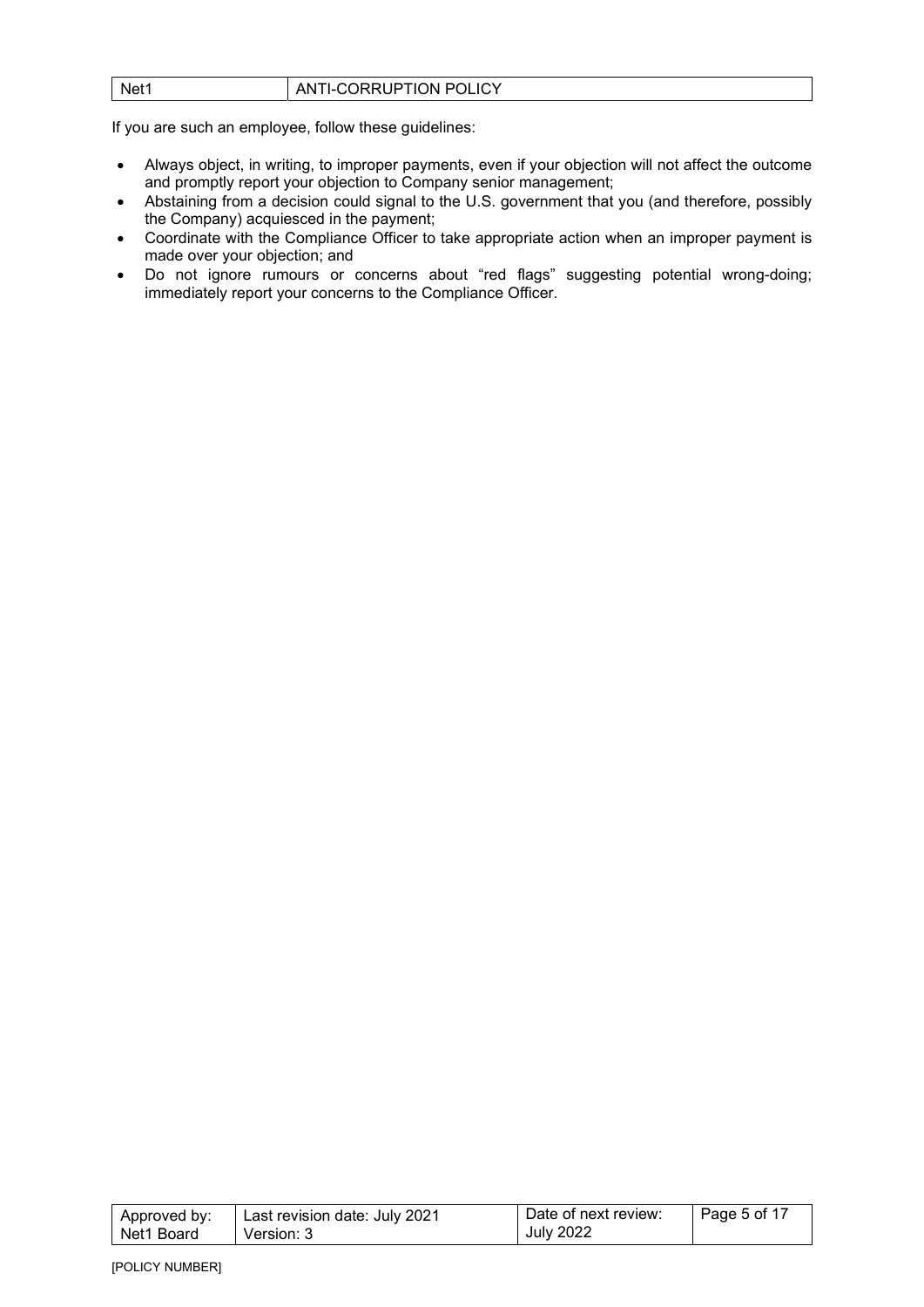If you are such an employee, follow these guidelines:

- Always object, in writing, to improper payments, even if your objection will not affect the outcome and promptly report your objection to Company senior management;
- Abstaining from a decision could signal to the U.S. government that you (and therefore, possibly the Company) acquiesced in the payment;
- Coordinate with the Compliance Officer to take appropriate action when an improper payment is made over your objection; and
- Do not ignore rumours or concerns about "red flags" suggesting potential wrong-doing; immediately report your concerns to the Compliance Officer.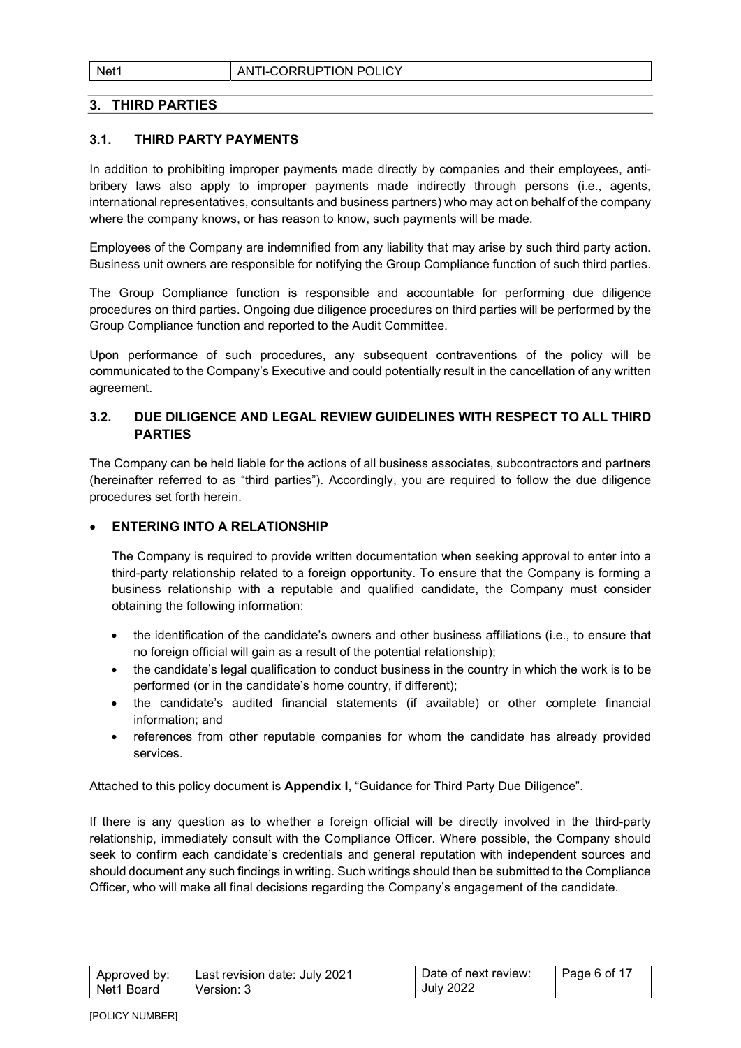## 3. THIRD PARTIES

### 3.1. THIRD PARTY PAYMENTS

In addition to prohibiting improper payments made directly by companies and their employees, anti-bribery laws also apply to improper payments made indirectly through persons (i.e., agents, international representatives, consultants and business partners) who may act on behalf of the company where the company knows, or has reason to know, such payments will be made.

Employees of the Company are indemnified from any liability that may arise by such third party action. Business unit owners are responsible for notifying the Group Compliance function of such third parties.

The Group Compliance function is responsible and accountable for performing due diligence procedures on third parties. Ongoing due diligence procedures on third parties will be performed by the Group Compliance function and reported to the Audit Committee.

Upon performance of such procedures, any subsequent contraventions of the policy will be communicated to the Company's Executive and could potentially result in the cancellation of any written agreement.

### 3.2. DUE DILIGENCE AND LEGAL REVIEW GUIDELINES WITH RESPECT TO ALL THIRD PARTIES

The Company can be held liable for the actions of all business associates, subcontractors and partners (hereinafter referred to as "third parties"). Accordingly, you are required to follow the due diligence procedures set forth herein.

- **ENTERING INTO A RELATIONSHIP**

  The Company is required to provide written documentation when seeking approval to enter into a third-party relationship related to a foreign opportunity. To ensure that the Company is forming a business relationship with a reputable and qualified candidate, the Company must consider obtaining the following information:

  - the identification of the candidate's owners and other business affiliations (i.e., to ensure that no foreign official will gain as a result of the potential relationship);
  - the candidate's legal qualification to conduct business in the country in which the work is to be performed (or in the candidate's home country, if different);
  - the candidate's audited financial statements (if available) or other complete financial information; and
  - references from other reputable companies for whom the candidate has already provided services.

Attached to this policy document is **Appendix I**, "Guidance for Third Party Due Diligence".

If there is any question as to whether a foreign official will be directly involved in the third-party relationship, immediately consult with the Compliance Officer. Where possible, the Company should seek to confirm each candidate's credentials and general reputation with independent sources and should document any such findings in writing. Such writings should then be submitted to the Compliance Officer, who will make all final decisions regarding the Company's engagement of the candidate.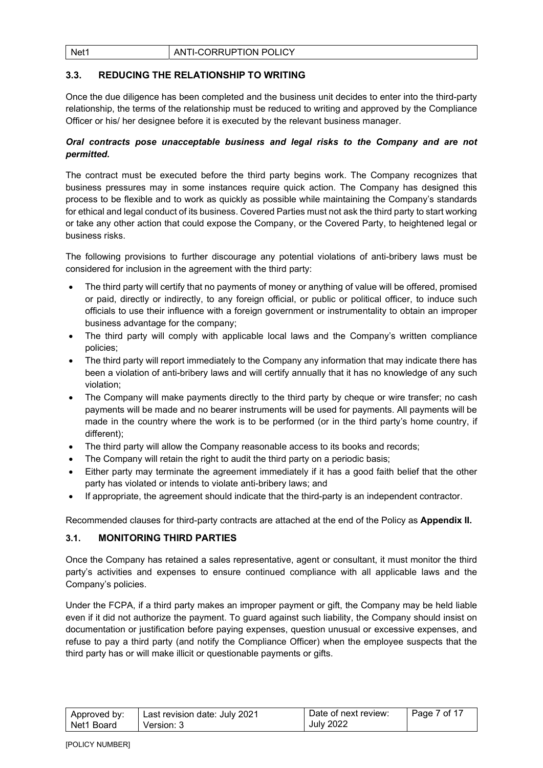### 3.3. REDUCING THE RELATIONSHIP TO WRITING

Once the due diligence has been completed and the business unit decides to enter into the third-party relationship, the terms of the relationship must be reduced to writing and approved by the Compliance Officer or his/ her designee before it is executed by the relevant business manager.

***Oral contracts pose unacceptable business and legal risks to the Company and are not permitted.***

The contract must be executed before the third party begins work. The Company recognizes that business pressures may in some instances require quick action. The Company has designed this process to be flexible and to work as quickly as possible while maintaining the Company's standards for ethical and legal conduct of its business. Covered Parties must not ask the third party to start working or take any other action that could expose the Company, or the Covered Party, to heightened legal or business risks.

The following provisions to further discourage any potential violations of anti-bribery laws must be considered for inclusion in the agreement with the third party:

- The third party will certify that no payments of money or anything of value will be offered, promised or paid, directly or indirectly, to any foreign official, or public or political officer, to induce such officials to use their influence with a foreign government or instrumentality to obtain an improper business advantage for the company;
- The third party will comply with applicable local laws and the Company's written compliance policies;
- The third party will report immediately to the Company any information that may indicate there has been a violation of anti-bribery laws and will certify annually that it has no knowledge of any such violation;
- The Company will make payments directly to the third party by cheque or wire transfer; no cash payments will be made and no bearer instruments will be used for payments. All payments will be made in the country where the work is to be performed (or in the third party's home country, if different);
- The third party will allow the Company reasonable access to its books and records;
- The Company will retain the right to audit the third party on a periodic basis;
- Either party may terminate the agreement immediately if it has a good faith belief that the other party has violated or intends to violate anti-bribery laws; and
- If appropriate, the agreement should indicate that the third-party is an independent contractor.

Recommended clauses for third-party contracts are attached at the end of the Policy as **Appendix II.**

### 3.1. MONITORING THIRD PARTIES

Once the Company has retained a sales representative, agent or consultant, it must monitor the third party's activities and expenses to ensure continued compliance with all applicable laws and the Company's policies.

Under the FCPA, if a third party makes an improper payment or gift, the Company may be held liable even if it did not authorize the payment. To guard against such liability, the Company should insist on documentation or justification before paying expenses, question unusual or excessive expenses, and refuse to pay a third party (and notify the Compliance Officer) when the employee suspects that the third party has or will make illicit or questionable payments or gifts.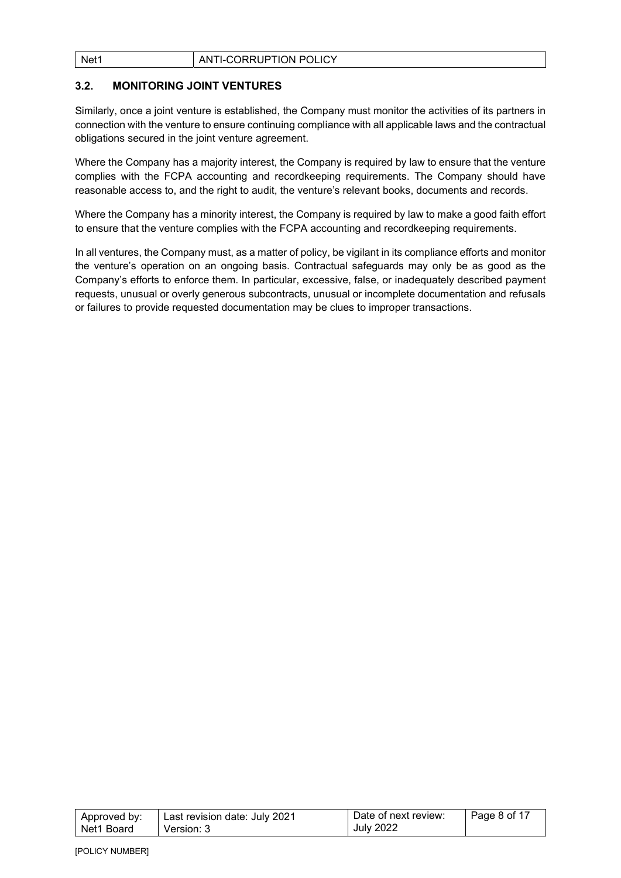### 3.2. MONITORING JOINT VENTURES

Similarly, once a joint venture is established, the Company must monitor the activities of its partners in connection with the venture to ensure continuing compliance with all applicable laws and the contractual obligations secured in the joint venture agreement.

Where the Company has a majority interest, the Company is required by law to ensure that the venture complies with the FCPA accounting and recordkeeping requirements. The Company should have reasonable access to, and the right to audit, the venture's relevant books, documents and records.

Where the Company has a minority interest, the Company is required by law to make a good faith effort to ensure that the venture complies with the FCPA accounting and recordkeeping requirements.

In all ventures, the Company must, as a matter of policy, be vigilant in its compliance efforts and monitor the venture's operation on an ongoing basis. Contractual safeguards may only be as good as the Company's efforts to enforce them. In particular, excessive, false, or inadequately described payment requests, unusual or overly generous subcontracts, unusual or incomplete documentation and refusals or failures to provide requested documentation may be clues to improper transactions.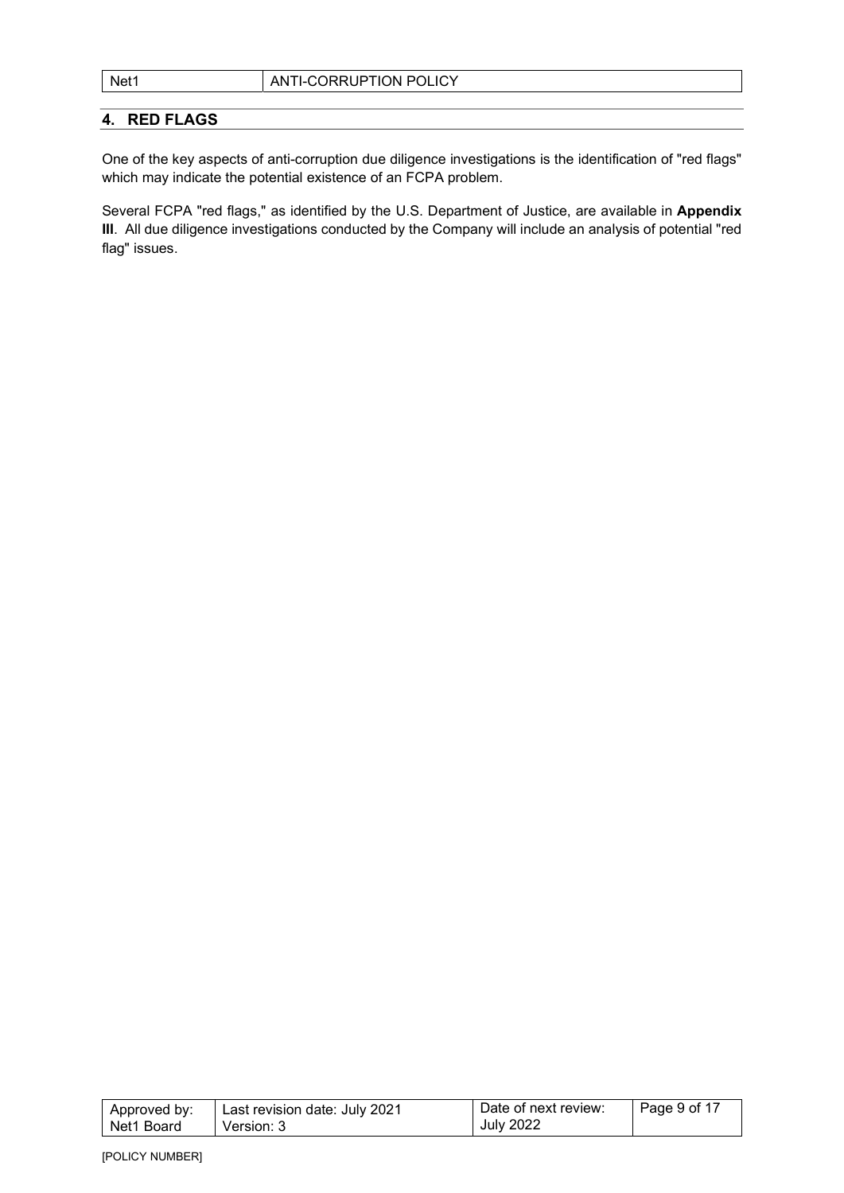## 4. RED FLAGS

One of the key aspects of anti-corruption due diligence investigations is the identification of "red flags" which may indicate the potential existence of an FCPA problem.

Several FCPA "red flags," as identified by the U.S. Department of Justice, are available in **Appendix III**. All due diligence investigations conducted by the Company will include an analysis of potential "red flag" issues.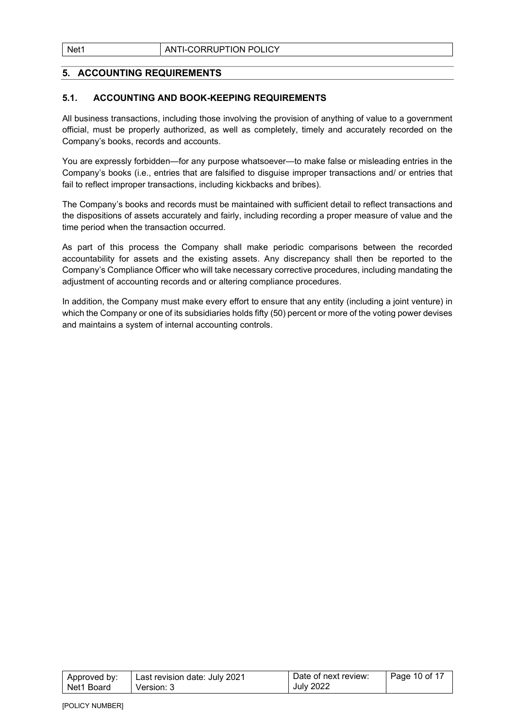## 5. ACCOUNTING REQUIREMENTS

### 5.1. ACCOUNTING AND BOOK-KEEPING REQUIREMENTS

All business transactions, including those involving the provision of anything of value to a government official, must be properly authorized, as well as completely, timely and accurately recorded on the Company's books, records and accounts.

You are expressly forbidden—for any purpose whatsoever—to make false or misleading entries in the Company's books (i.e., entries that are falsified to disguise improper transactions and/ or entries that fail to reflect improper transactions, including kickbacks and bribes).

The Company's books and records must be maintained with sufficient detail to reflect transactions and the dispositions of assets accurately and fairly, including recording a proper measure of value and the time period when the transaction occurred.

As part of this process the Company shall make periodic comparisons between the recorded accountability for assets and the existing assets. Any discrepancy shall then be reported to the Company's Compliance Officer who will take necessary corrective procedures, including mandating the adjustment of accounting records and or altering compliance procedures.

In addition, the Company must make every effort to ensure that any entity (including a joint venture) in which the Company or one of its subsidiaries holds fifty (50) percent or more of the voting power devises and maintains a system of internal accounting controls.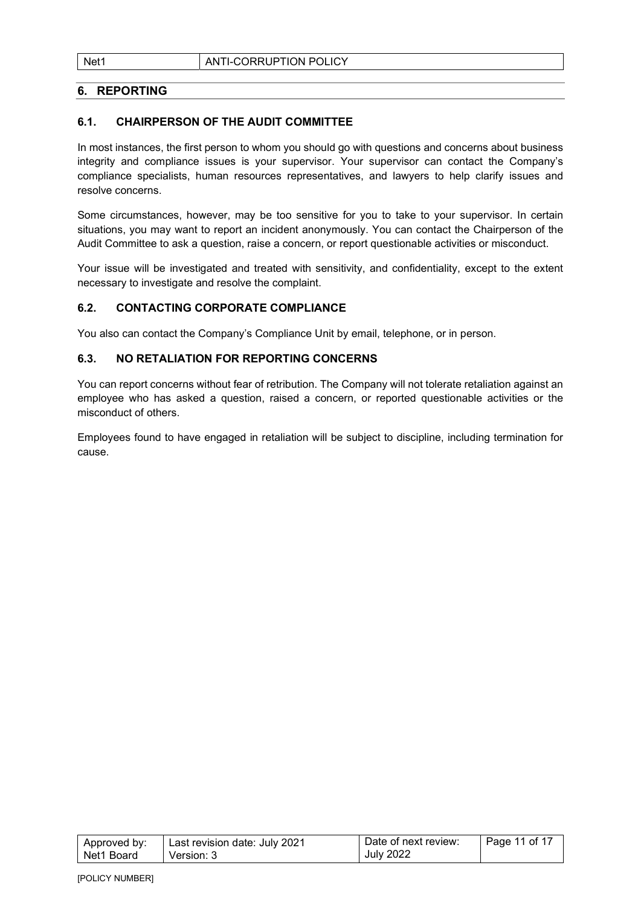## 6. REPORTING

### 6.1. CHAIRPERSON OF THE AUDIT COMMITTEE

In most instances, the first person to whom you should go with questions and concerns about business integrity and compliance issues is your supervisor. Your supervisor can contact the Company's compliance specialists, human resources representatives, and lawyers to help clarify issues and resolve concerns.

Some circumstances, however, may be too sensitive for you to take to your supervisor. In certain situations, you may want to report an incident anonymously. You can contact the Chairperson of the Audit Committee to ask a question, raise a concern, or report questionable activities or misconduct.

Your issue will be investigated and treated with sensitivity, and confidentiality, except to the extent necessary to investigate and resolve the complaint.

### 6.2. CONTACTING CORPORATE COMPLIANCE

You also can contact the Company's Compliance Unit by email, telephone, or in person.

### 6.3. NO RETALIATION FOR REPORTING CONCERNS

You can report concerns without fear of retribution. The Company will not tolerate retaliation against an employee who has asked a question, raised a concern, or reported questionable activities or the misconduct of others.

Employees found to have engaged in retaliation will be subject to discipline, including termination for cause.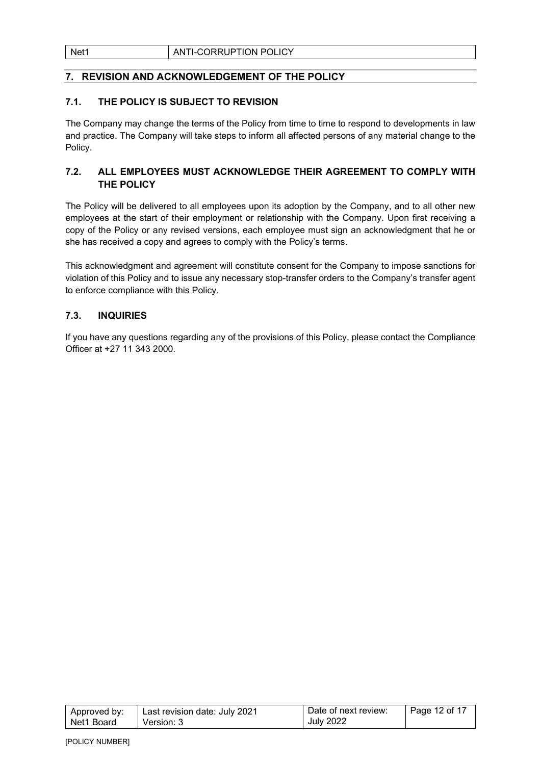## 7. REVISION AND ACKNOWLEDGEMENT OF THE POLICY

### 7.1. THE POLICY IS SUBJECT TO REVISION

The Company may change the terms of the Policy from time to time to respond to developments in law and practice. The Company will take steps to inform all affected persons of any material change to the Policy.

### 7.2. ALL EMPLOYEES MUST ACKNOWLEDGE THEIR AGREEMENT TO COMPLY WITH THE POLICY

The Policy will be delivered to all employees upon its adoption by the Company, and to all other new employees at the start of their employment or relationship with the Company. Upon first receiving a copy of the Policy or any revised versions, each employee must sign an acknowledgment that he or she has received a copy and agrees to comply with the Policy's terms.

This acknowledgment and agreement will constitute consent for the Company to impose sanctions for violation of this Policy and to issue any necessary stop-transfer orders to the Company's transfer agent to enforce compliance with this Policy.

### 7.3. INQUIRIES

If you have any questions regarding any of the provisions of this Policy, please contact the Compliance Officer at +27 11 343 2000.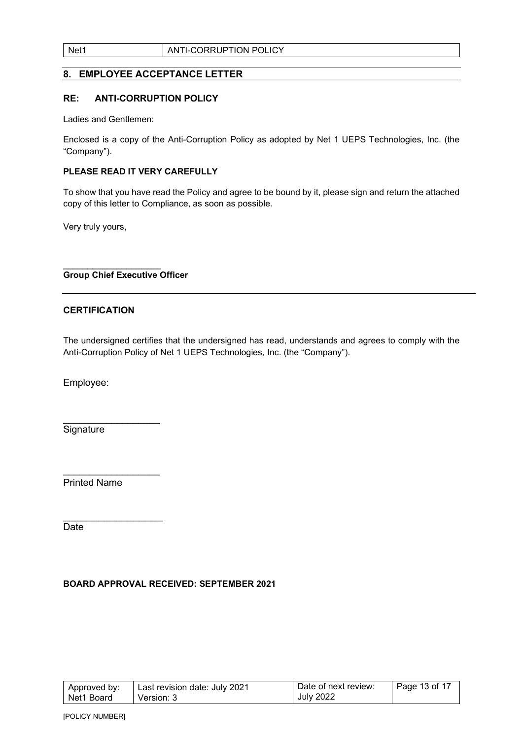## 8. EMPLOYEE ACCEPTANCE LETTER

**RE: ANTI-CORRUPTION POLICY**

Ladies and Gentlemen:

Enclosed is a copy of the Anti-Corruption Policy as adopted by Net 1 UEPS Technologies, Inc. (the "Company").

**PLEASE READ IT VERY CAREFULLY**

To show that you have read the Policy and agree to be bound by it, please sign and return the attached copy of this letter to Compliance, as soon as possible.

Very truly yours,

\_\_\_\_\_\_\_\_\_\_\_\_\_\_\_\_\_\_\_\_
**Group Chief Executive Officer**

---

**CERTIFICATION**

The undersigned certifies that the undersigned has read, understands and agrees to comply with the Anti-Corruption Policy of Net 1 UEPS Technologies, Inc. (the "Company").

Employee:

\_\_\_\_\_\_\_\_\_\_\_\_\_\_\_\_\_\_
Signature

\_\_\_\_\_\_\_\_\_\_\_\_\_\_\_\_\_\_
Printed Name

\_\_\_\_\_\_\_\_\_\_\_\_\_\_\_\_\_\_
Date

**BOARD APPROVAL RECEIVED: SEPTEMBER 2021**

| Approved by: Net1 Board | Last revision date: July 2021 Version: 3 | Date of next review: July 2022 |
|---|---|---|

[POLICY NUMBER]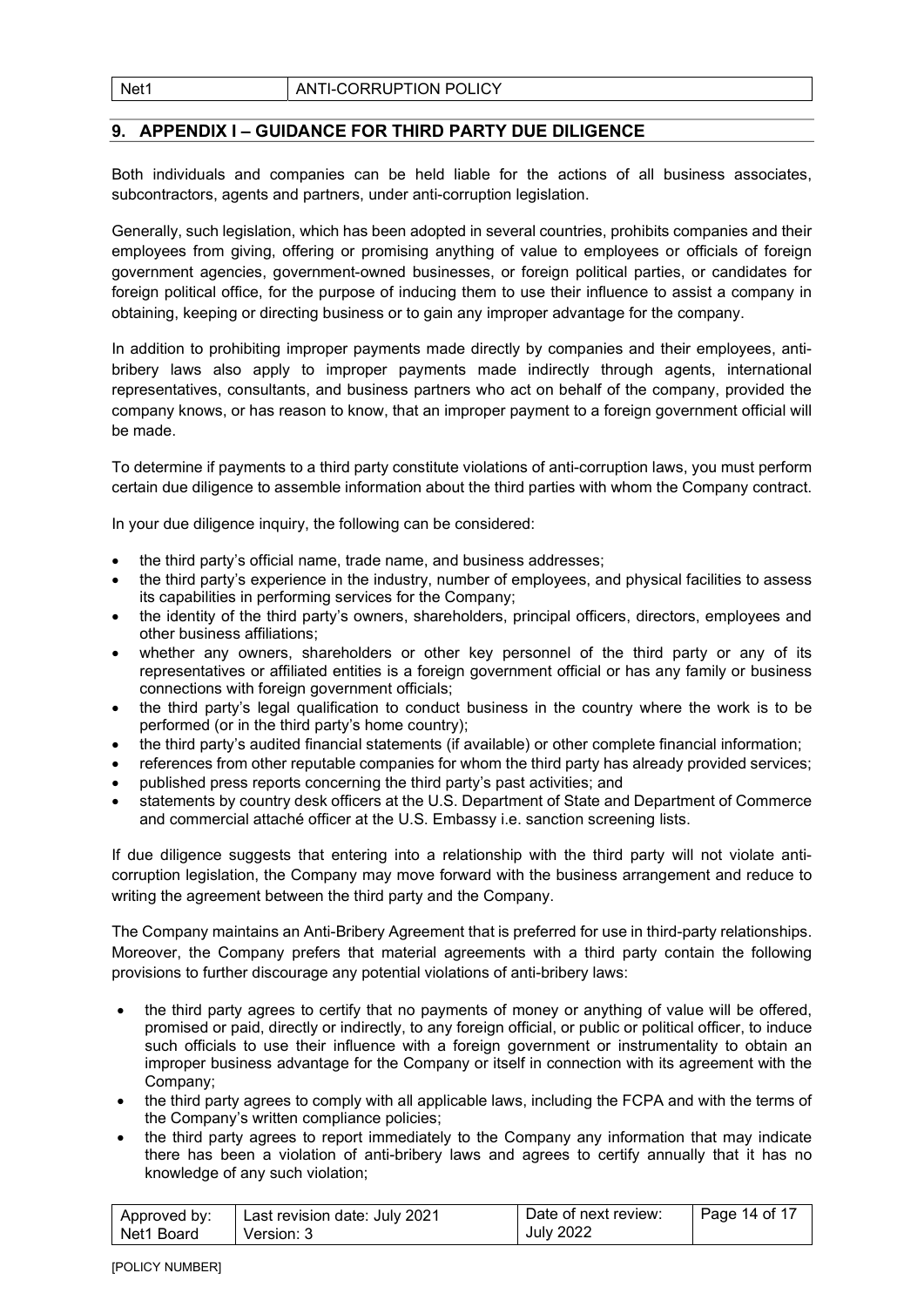## 9. APPENDIX I – GUIDANCE FOR THIRD PARTY DUE DILIGENCE

Both individuals and companies can be held liable for the actions of all business associates, subcontractors, agents and partners, under anti-corruption legislation.

Generally, such legislation, which has been adopted in several countries, prohibits companies and their employees from giving, offering or promising anything of value to employees or officials of foreign government agencies, government-owned businesses, or foreign political parties, or candidates for foreign political office, for the purpose of inducing them to use their influence to assist a company in obtaining, keeping or directing business or to gain any improper advantage for the company.

In addition to prohibiting improper payments made directly by companies and their employees, anti-bribery laws also apply to improper payments made indirectly through agents, international representatives, consultants, and business partners who act on behalf of the company, provided the company knows, or has reason to know, that an improper payment to a foreign government official will be made.

To determine if payments to a third party constitute violations of anti-corruption laws, you must perform certain due diligence to assemble information about the third parties with whom the Company contract.

In your due diligence inquiry, the following can be considered:

- the third party's official name, trade name, and business addresses;
- the third party's experience in the industry, number of employees, and physical facilities to assess its capabilities in performing services for the Company;
- the identity of the third party's owners, shareholders, principal officers, directors, employees and other business affiliations;
- whether any owners, shareholders or other key personnel of the third party or any of its representatives or affiliated entities is a foreign government official or has any family or business connections with foreign government officials;
- the third party's legal qualification to conduct business in the country where the work is to be performed (or in the third party's home country);
- the third party's audited financial statements (if available) or other complete financial information;
- references from other reputable companies for whom the third party has already provided services;
- published press reports concerning the third party's past activities; and
- statements by country desk officers at the U.S. Department of State and Department of Commerce and commercial attaché officer at the U.S. Embassy i.e. sanction screening lists.

If due diligence suggests that entering into a relationship with the third party will not violate anti-corruption legislation, the Company may move forward with the business arrangement and reduce to writing the agreement between the third party and the Company.

The Company maintains an Anti-Bribery Agreement that is preferred for use in third-party relationships. Moreover, the Company prefers that material agreements with a third party contain the following provisions to further discourage any potential violations of anti-bribery laws:

- the third party agrees to certify that no payments of money or anything of value will be offered, promised or paid, directly or indirectly, to any foreign official, or public or political officer, to induce such officials to use their influence with a foreign government or instrumentality to obtain an improper business advantage for the Company or itself in connection with its agreement with the Company;
- the third party agrees to comply with all applicable laws, including the FCPA and with the terms of the Company's written compliance policies;
- the third party agrees to report immediately to the Company any information that may indicate there has been a violation of anti-bribery laws and agrees to certify annually that it has no knowledge of any such violation;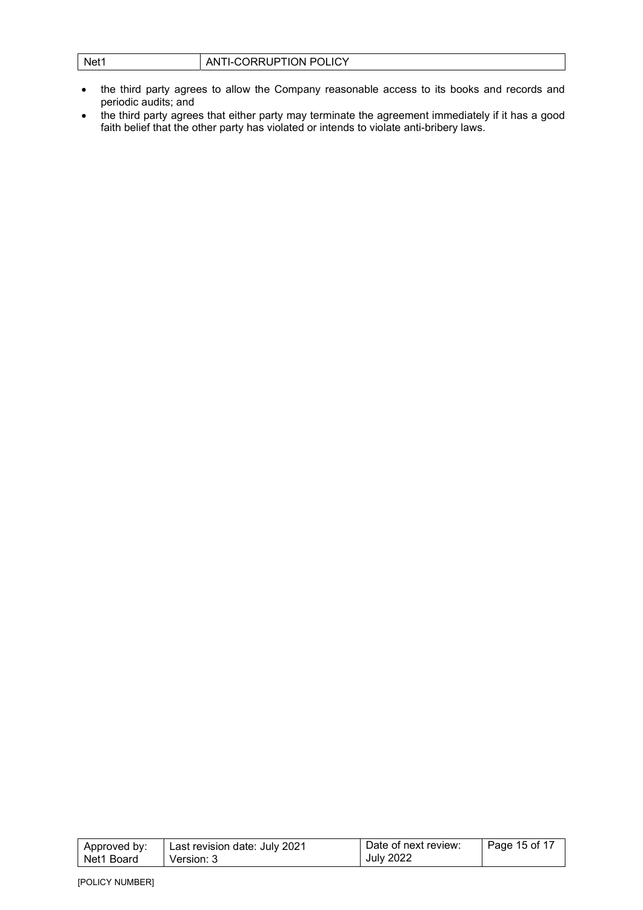- the third party agrees to allow the Company reasonable access to its books and records and periodic audits; and
- the third party agrees that either party may terminate the agreement immediately if it has a good faith belief that the other party has violated or intends to violate anti-bribery laws.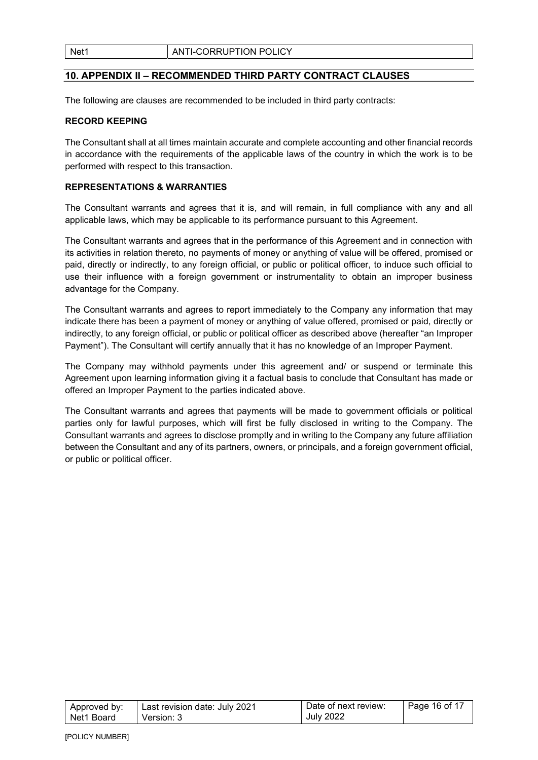## 10. APPENDIX II – RECOMMENDED THIRD PARTY CONTRACT CLAUSES

The following are clauses are recommended to be included in third party contracts:

**RECORD KEEPING**

The Consultant shall at all times maintain accurate and complete accounting and other financial records in accordance with the requirements of the applicable laws of the country in which the work is to be performed with respect to this transaction.

**REPRESENTATIONS & WARRANTIES**

The Consultant warrants and agrees that it is, and will remain, in full compliance with any and all applicable laws, which may be applicable to its performance pursuant to this Agreement.

The Consultant warrants and agrees that in the performance of this Agreement and in connection with its activities in relation thereto, no payments of money or anything of value will be offered, promised or paid, directly or indirectly, to any foreign official, or public or political officer, to induce such official to use their influence with a foreign government or instrumentality to obtain an improper business advantage for the Company.

The Consultant warrants and agrees to report immediately to the Company any information that may indicate there has been a payment of money or anything of value offered, promised or paid, directly or indirectly, to any foreign official, or public or political officer as described above (hereafter "an Improper Payment"). The Consultant will certify annually that it has no knowledge of an Improper Payment.

The Company may withhold payments under this agreement and/ or suspend or terminate this Agreement upon learning information giving it a factual basis to conclude that Consultant has made or offered an Improper Payment to the parties indicated above.

The Consultant warrants and agrees that payments will be made to government officials or political parties only for lawful purposes, which will first be fully disclosed in writing to the Company. The Consultant warrants and agrees to disclose promptly and in writing to the Company any future affiliation between the Consultant and any of its partners, owners, or principals, and a foreign government official, or public or political officer.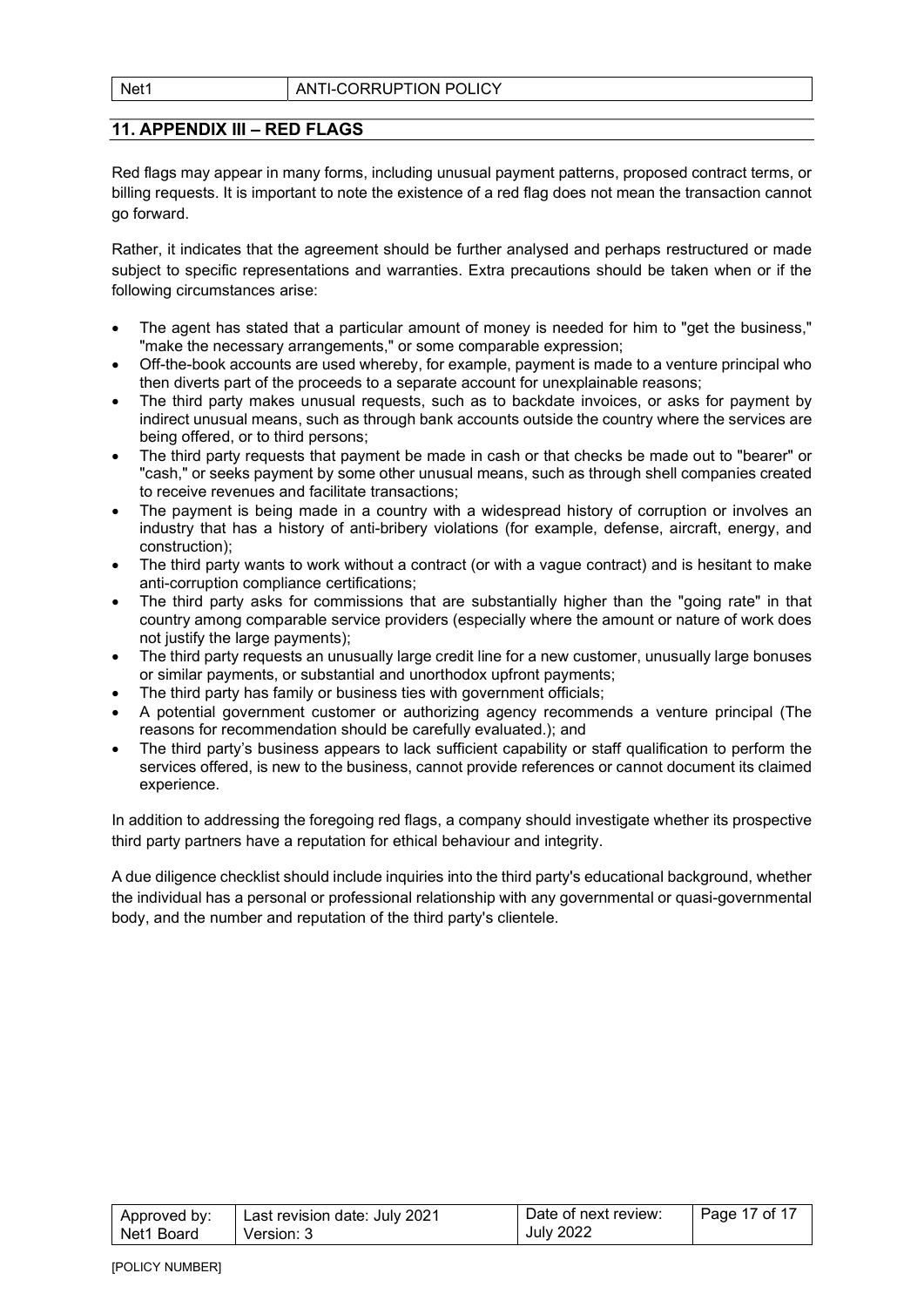## 11. APPENDIX III – RED FLAGS

Red flags may appear in many forms, including unusual payment patterns, proposed contract terms, or billing requests. It is important to note the existence of a red flag does not mean the transaction cannot go forward.

Rather, it indicates that the agreement should be further analysed and perhaps restructured or made subject to specific representations and warranties. Extra precautions should be taken when or if the following circumstances arise:

- The agent has stated that a particular amount of money is needed for him to "get the business," "make the necessary arrangements," or some comparable expression;
- Off-the-book accounts are used whereby, for example, payment is made to a venture principal who then diverts part of the proceeds to a separate account for unexplainable reasons;
- The third party makes unusual requests, such as to backdate invoices, or asks for payment by indirect unusual means, such as through bank accounts outside the country where the services are being offered, or to third persons;
- The third party requests that payment be made in cash or that checks be made out to "bearer" or "cash," or seeks payment by some other unusual means, such as through shell companies created to receive revenues and facilitate transactions;
- The payment is being made in a country with a widespread history of corruption or involves an industry that has a history of anti-bribery violations (for example, defense, aircraft, energy, and construction);
- The third party wants to work without a contract (or with a vague contract) and is hesitant to make anti-corruption compliance certifications;
- The third party asks for commissions that are substantially higher than the "going rate" in that country among comparable service providers (especially where the amount or nature of work does not justify the large payments);
- The third party requests an unusually large credit line for a new customer, unusually large bonuses or similar payments, or substantial and unorthodox upfront payments;
- The third party has family or business ties with government officials;
- A potential government customer or authorizing agency recommends a venture principal (The reasons for recommendation should be carefully evaluated.); and
- The third party's business appears to lack sufficient capability or staff qualification to perform the services offered, is new to the business, cannot provide references or cannot document its claimed experience.

In addition to addressing the foregoing red flags, a company should investigate whether its prospective third party partners have a reputation for ethical behaviour and integrity.

A due diligence checklist should include inquiries into the third party's educational background, whether the individual has a personal or professional relationship with any governmental or quasi-governmental body, and the number and reputation of the third party's clientele.